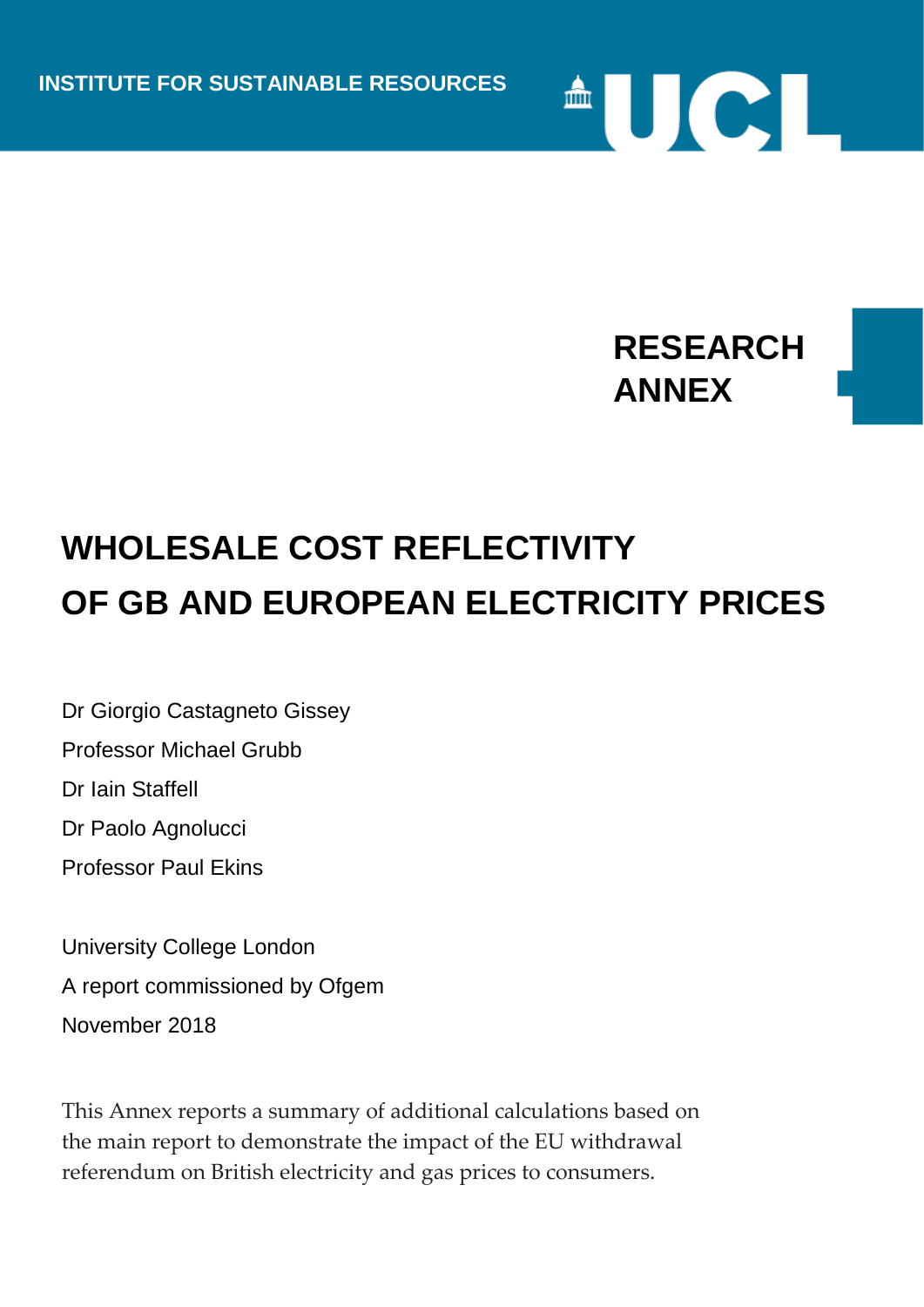INSTITUTE FOR SUSTAINABLE RESOURCES

**RESEARCH ANNEX**

# WHOLESALE COST REFLECTIVITY OF GB AND EUROPEAN ELECTRICITY PRICES

Dr Giorgio Castagneto Gissey

Professor Michael Grubb

Dr Iain Staffell

Dr Paolo Agnolucci

Professor Paul Ekins

University College London

A report commissioned by Ofgem

November 2018

This Annex reports a summary of additional calculations based on the main report to demonstrate the impact of the EU withdrawal referendum on British electricity and gas prices to consumers.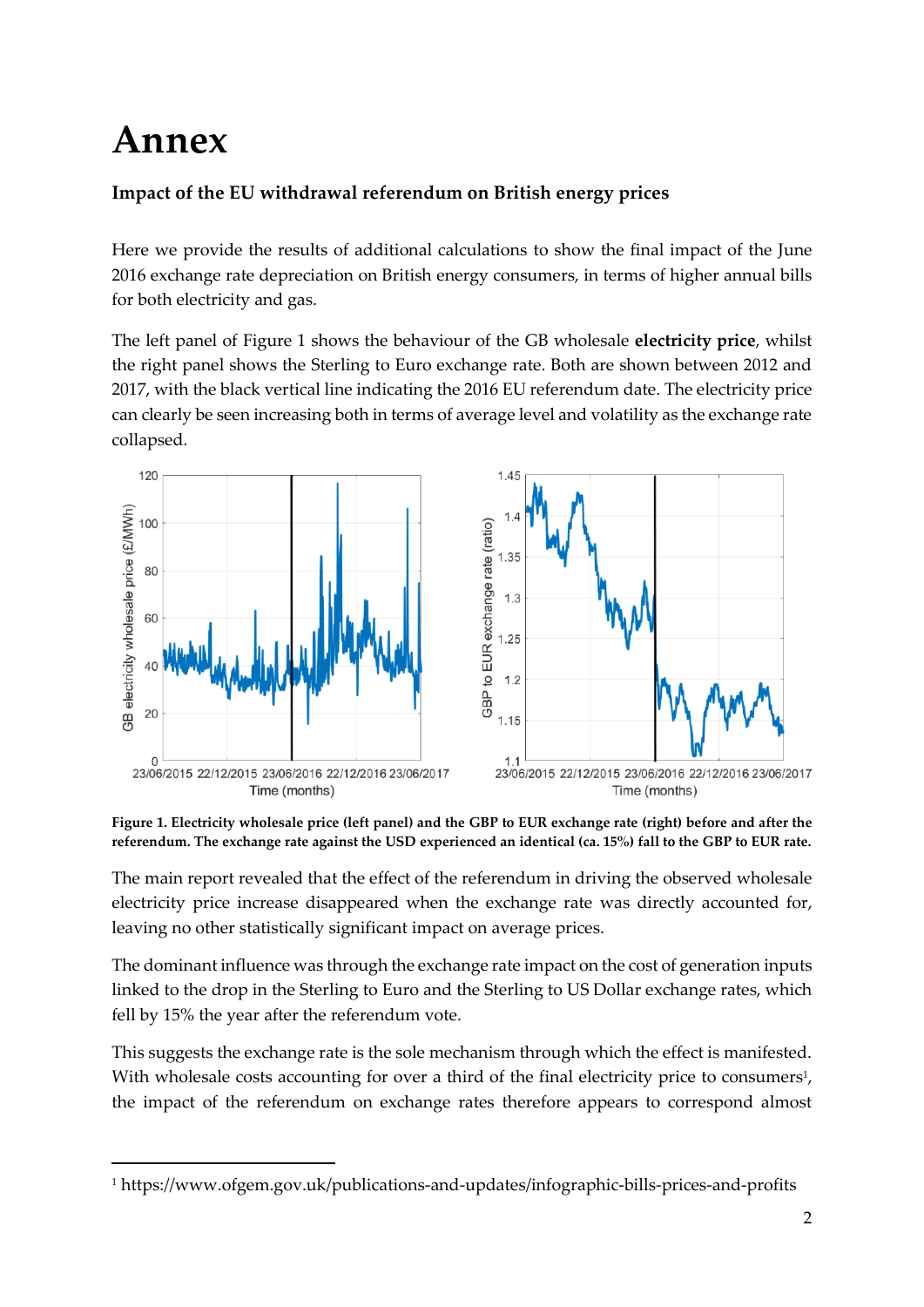# Annex

### Impact of the EU withdrawal referendum on British energy prices

Here we provide the results of additional calculations to show the final impact of the June 2016 exchange rate depreciation on British energy consumers, in terms of higher annual bills for both electricity and gas.

The left panel of Figure 1 shows the behaviour of the GB wholesale **electricity price**, whilst the right panel shows the Sterling to Euro exchange rate. Both are shown between 2012 and 2017, with the black vertical line indicating the 2016 EU referendum date. The electricity price can clearly be seen increasing both in terms of average level and volatility as the exchange rate collapsed.

**Figure 1. Electricity wholesale price (left panel) and the GBP to EUR exchange rate (right) before and after the referendum. The exchange rate against the USD experienced an identical (ca. 15%) fall to the GBP to EUR rate.**

The main report revealed that the effect of the referendum in driving the observed wholesale electricity price increase disappeared when the exchange rate was directly accounted for, leaving no other statistically significant impact on average prices.

The dominant influence was through the exchange rate impact on the cost of generation inputs linked to the drop in the Sterling to Euro and the Sterling to US Dollar exchange rates, which fell by 15% the year after the referendum vote.

This suggests the exchange rate is the sole mechanism through which the effect is manifested. With wholesale costs accounting for over a third of the final electricity price to consumers[1], the impact of the referendum on exchange rates therefore appears to correspond almost

[1] https://www.ofgem.gov.uk/publications-and-updates/infographic-bills-prices-and-profits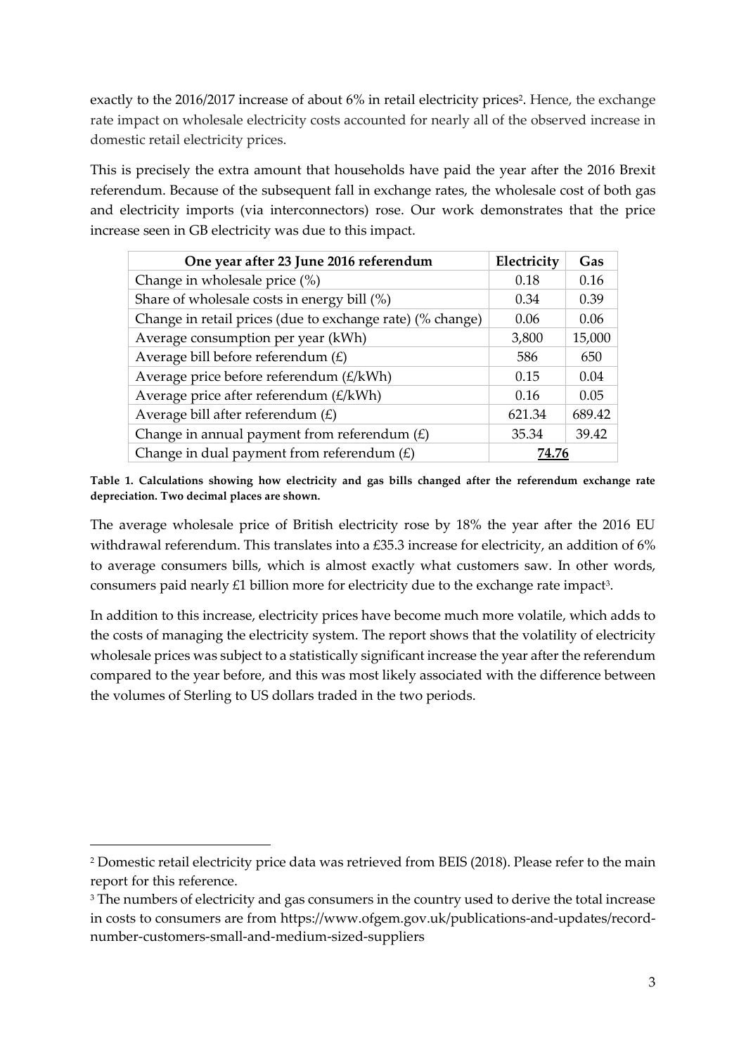exactly to the 2016/2017 increase of about 6% in retail electricity prices[2]. Hence, the exchange rate impact on wholesale electricity costs accounted for nearly all of the observed increase in domestic retail electricity prices.

This is precisely the extra amount that households have paid the year after the 2016 Brexit referendum. Because of the subsequent fall in exchange rates, the wholesale cost of both gas and electricity imports (via interconnectors) rose. Our work demonstrates that the price increase seen in GB electricity was due to this impact.

| One year after 23 June 2016 referendum | Electricity | Gas |
| --- | --- | --- |
| Change in wholesale price (%) | 0.18 | 0.16 |
| Share of wholesale costs in energy bill (%) | 0.34 | 0.39 |
| Change in retail prices (due to exchange rate) (% change) | 0.06 | 0.06 |
| Average consumption per year (kWh) | 3,800 | 15,000 |
| Average bill before referendum (£) | 586 | 650 |
| Average price before referendum (£/kWh) | 0.15 | 0.04 |
| Average price after referendum (£/kWh) | 0.16 | 0.05 |
| Average bill after referendum (£) | 621.34 | 689.42 |
| Change in annual payment from referendum (£) | 35.34 | 39.42 |
| Change in dual payment from referendum (£) | **74.76** | |

**Table 1. Calculations showing how electricity and gas bills changed after the referendum exchange rate depreciation. Two decimal places are shown.**

The average wholesale price of British electricity rose by 18% the year after the 2016 EU withdrawal referendum. This translates into a £35.3 increase for electricity, an addition of 6% to average consumers bills, which is almost exactly what customers saw. In other words, consumers paid nearly £1 billion more for electricity due to the exchange rate impact[3].

In addition to this increase, electricity prices have become much more volatile, which adds to the costs of managing the electricity system. The report shows that the volatility of electricity wholesale prices was subject to a statistically significant increase the year after the referendum compared to the year before, and this was most likely associated with the difference between the volumes of Sterling to US dollars traded in the two periods.

---

[2] Domestic retail electricity price data was retrieved from BEIS (2018). Please refer to the main report for this reference.

[3] The numbers of electricity and gas consumers in the country used to derive the total increase in costs to consumers are from https://www.ofgem.gov.uk/publications-and-updates/record-number-customers-small-and-medium-sized-suppliers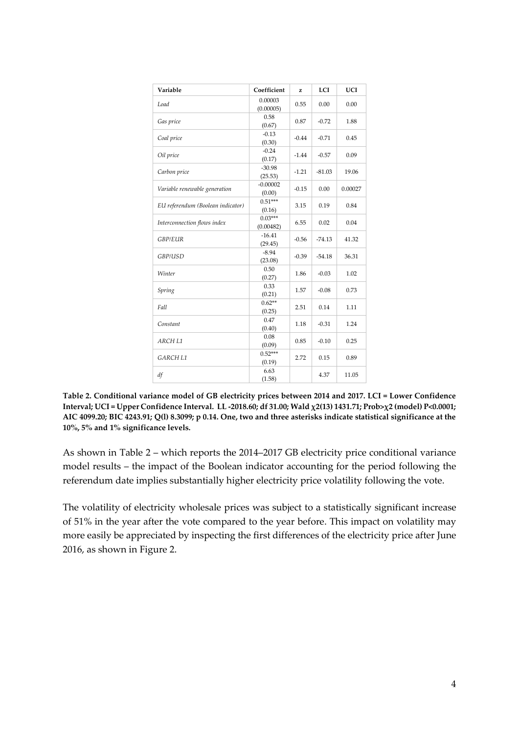| Variable | Coefficient | z | LCI | UCI |
| --- | --- | --- | --- | --- |
| *Load* | 0.00003 (0.00005) | 0.55 | 0.00 | 0.00 |
| *Gas price* | 0.58 (0.67) | 0.87 | -0.72 | 1.88 |
| *Coal price* | -0.13 (0.30) | -0.44 | -0.71 | 0.45 |
| *Oil price* | -0.24 (0.17) | -1.44 | -0.57 | 0.09 |
| *Carbon price* | -30.98 (25.53) | -1.21 | -81.03 | 19.06 |
| *Variable renewable generation* | -0.00002 (0.00) | -0.15 | 0.00 | 0.00027 |
| *EU referendum (Boolean indicator)* | 0.51*** (0.16) | 3.15 | 0.19 | 0.84 |
| *Interconnection flows index* | 0.03*** (0.00482) | 6.55 | 0.02 | 0.04 |
| *GBP/EUR* | -16.41 (29.45) | -0.56 | -74.13 | 41.32 |
| *GBP/USD* | -8.94 (23.08) | -0.39 | -54.18 | 36.31 |
| *Winter* | 0.50 (0.27) | 1.86 | -0.03 | 1.02 |
| *Spring* | 0.33 (0.21) | 1.57 | -0.08 | 0.73 |
| *Fall* | 0.62** (0.25) | 2.51 | 0.14 | 1.11 |
| *Constant* | 0.47 (0.40) | 1.18 | -0.31 | 1.24 |
| *ARCH L1* | 0.08 (0.09) | 0.85 | -0.10 | 0.25 |
| *GARCH L1* | 0.52*** (0.19) | 2.72 | 0.15 | 0.89 |
| *df* | 6.63 (1.58) | | 4.37 | 11.05 |

**Table 2. Conditional variance model of GB electricity prices between 2014 and 2017. LCI = Lower Confidence Interval; UCI = Upper Confidence Interval. LL -2018.60; df 31.00; Wald $\chi 2(13)$ 1431.71; Prob>$\chi 2$ (model) P<0.0001; AIC 4099.20; BIC 4243.91; Q(l) 8.3099; p 0.14. One, two and three asterisks indicate statistical significance at the 10%, 5% and 1% significance levels.**

As shown in Table 2 – which reports the 2014–2017 GB electricity price conditional variance model results – the impact of the Boolean indicator accounting for the period following the referendum date implies substantially higher electricity price volatility following the vote.

The volatility of electricity wholesale prices was subject to a statistically significant increase of 51% in the year after the vote compared to the year before. This impact on volatility may more easily be appreciated by inspecting the first differences of the electricity price after June 2016, as shown in Figure 2.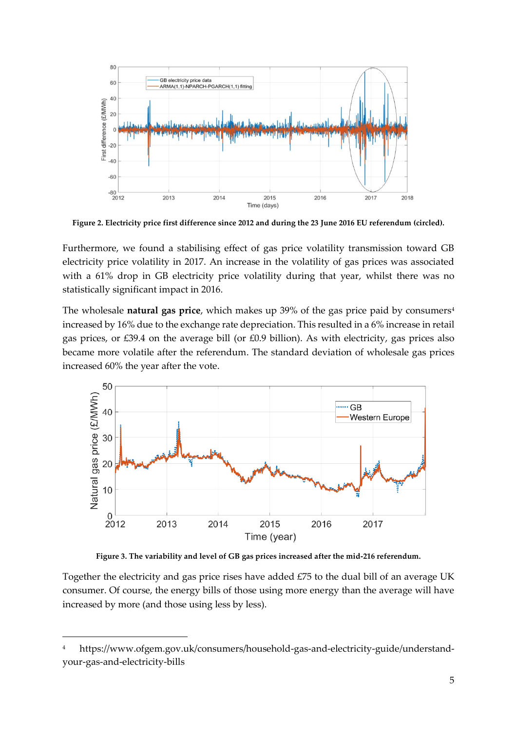Figure 2. Electricity price first difference since 2012 and during the 23 June 2016 EU referendum (circled).

Furthermore, we found a stabilising effect of gas price volatility transmission toward GB electricity price volatility in 2017. An increase in the volatility of gas prices was associated with a 61% drop in GB electricity price volatility during that year, whilst there was no statistically significant impact in 2016.

The wholesale **natural gas price**, which makes up 39% of the gas price paid by consumers[4] increased by 16% due to the exchange rate depreciation. This resulted in a 6% increase in retail gas prices, or £39.4 on the average bill (or £0.9 billion). As with electricity, gas prices also became more volatile after the referendum. The standard deviation of wholesale gas prices increased 60% the year after the vote.

Figure 3. The variability and level of GB gas prices increased after the mid-216 referendum.

Together the electricity and gas price rises have added £75 to the dual bill of an average UK consumer. Of course, the energy bills of those using more energy than the average will have increased by more (and those using less by less).

[4] https://www.ofgem.gov.uk/consumers/household-gas-and-electricity-guide/understand-your-gas-and-electricity-bills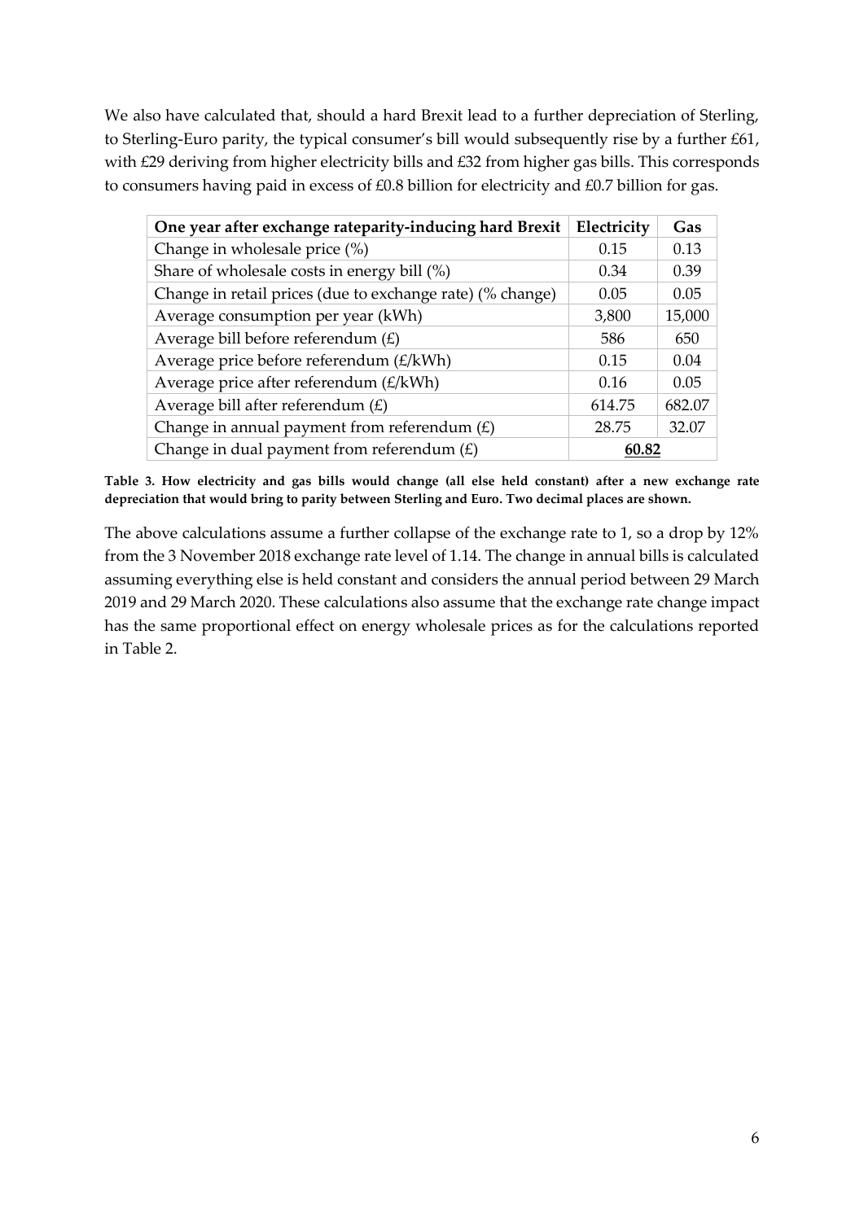We also have calculated that, should a hard Brexit lead to a further depreciation of Sterling, to Sterling-Euro parity, the typical consumer's bill would subsequently rise by a further £61, with £29 deriving from higher electricity bills and £32 from higher gas bills. This corresponds to consumers having paid in excess of £0.8 billion for electricity and £0.7 billion for gas.

| One year after exchange rateparity-inducing hard Brexit | Electricity | Gas |
| --- | --- | --- |
| Change in wholesale price (%) | 0.15 | 0.13 |
| Share of wholesale costs in energy bill (%) | 0.34 | 0.39 |
| Change in retail prices (due to exchange rate) (% change) | 0.05 | 0.05 |
| Average consumption per year (kWh) | 3,800 | 15,000 |
| Average bill before referendum (£) | 586 | 650 |
| Average price before referendum (£/kWh) | 0.15 | 0.04 |
| Average price after referendum (£/kWh) | 0.16 | 0.05 |
| Average bill after referendum (£) | 614.75 | 682.07 |
| Change in annual payment from referendum (£) | 28.75 | 32.07 |
| Change in dual payment from referendum (£) | **60.82** | |

**Table 3. How electricity and gas bills would change (all else held constant) after a new exchange rate depreciation that would bring to parity between Sterling and Euro. Two decimal places are shown.**

The above calculations assume a further collapse of the exchange rate to 1, so a drop by 12% from the 3 November 2018 exchange rate level of 1.14. The change in annual bills is calculated assuming everything else is held constant and considers the annual period between 29 March 2019 and 29 March 2020. These calculations also assume that the exchange rate change impact has the same proportional effect on energy wholesale prices as for the calculations reported in Table 2.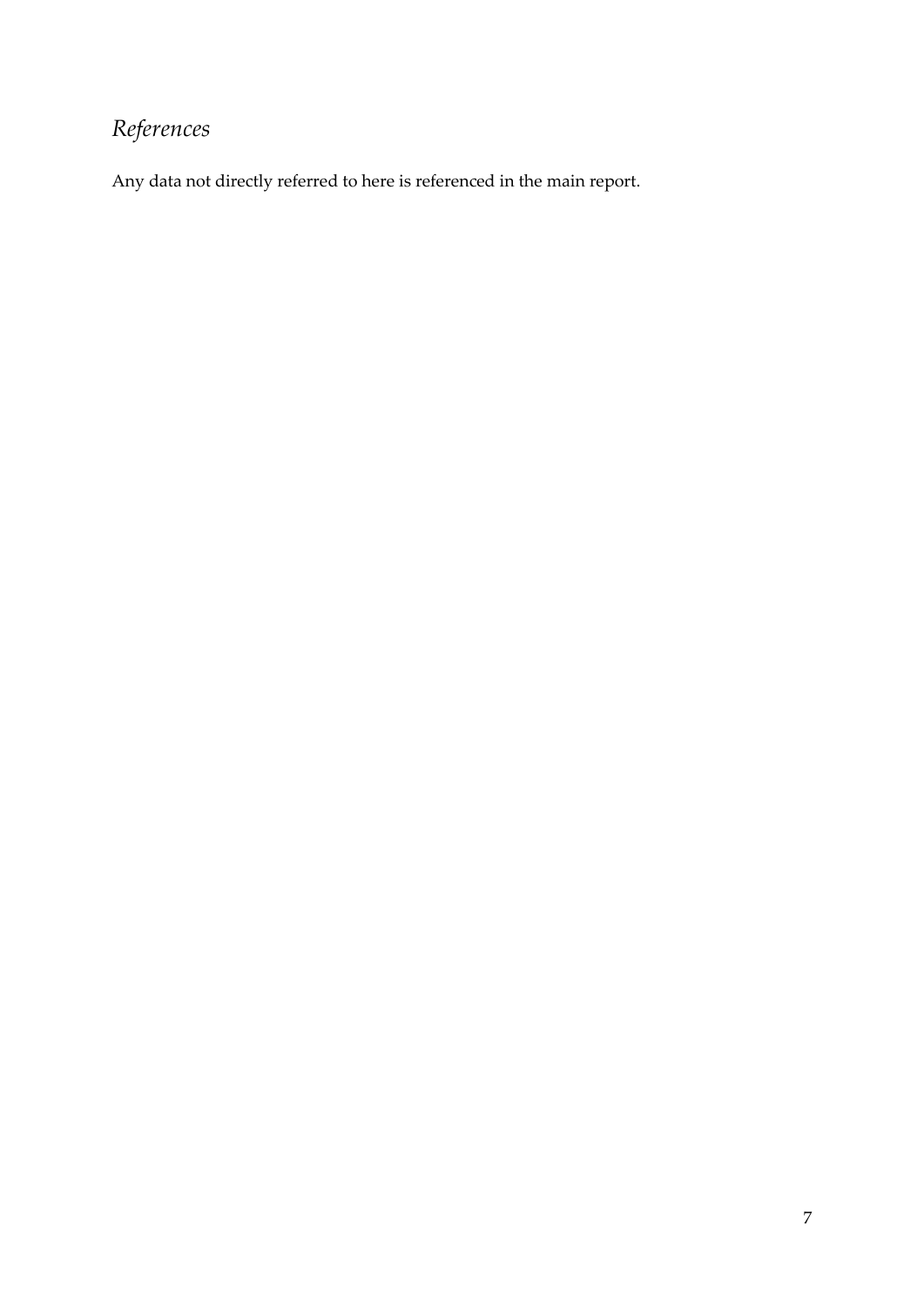# *References*

Any data not directly referred to here is referenced in the main report.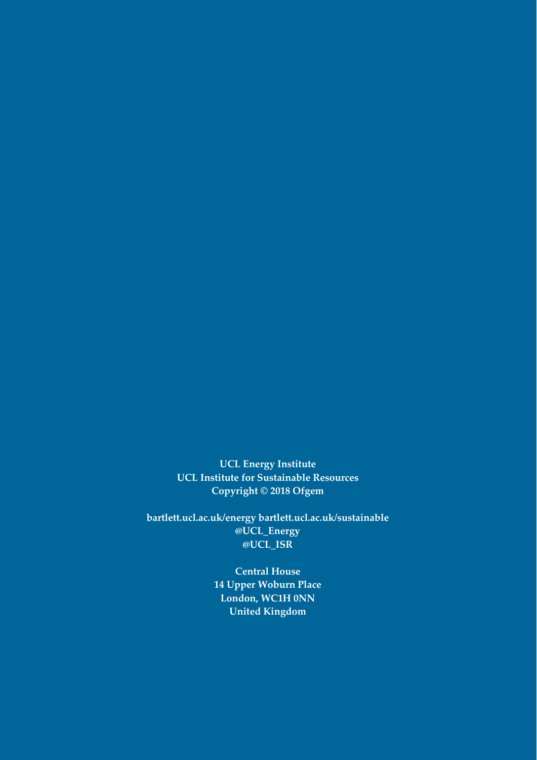**UCL Energy Institute**
**UCL Institute for Sustainable Resources**
**Copyright © 2018 Ofgem**

**bartlett.ucl.ac.uk/energy bartlett.ucl.ac.uk/sustainable**
**@UCL_Energy**
**@UCL_ISR**

**Central House**
**14 Upper Woburn Place**
**London, WC1H 0NN**
**United Kingdom**